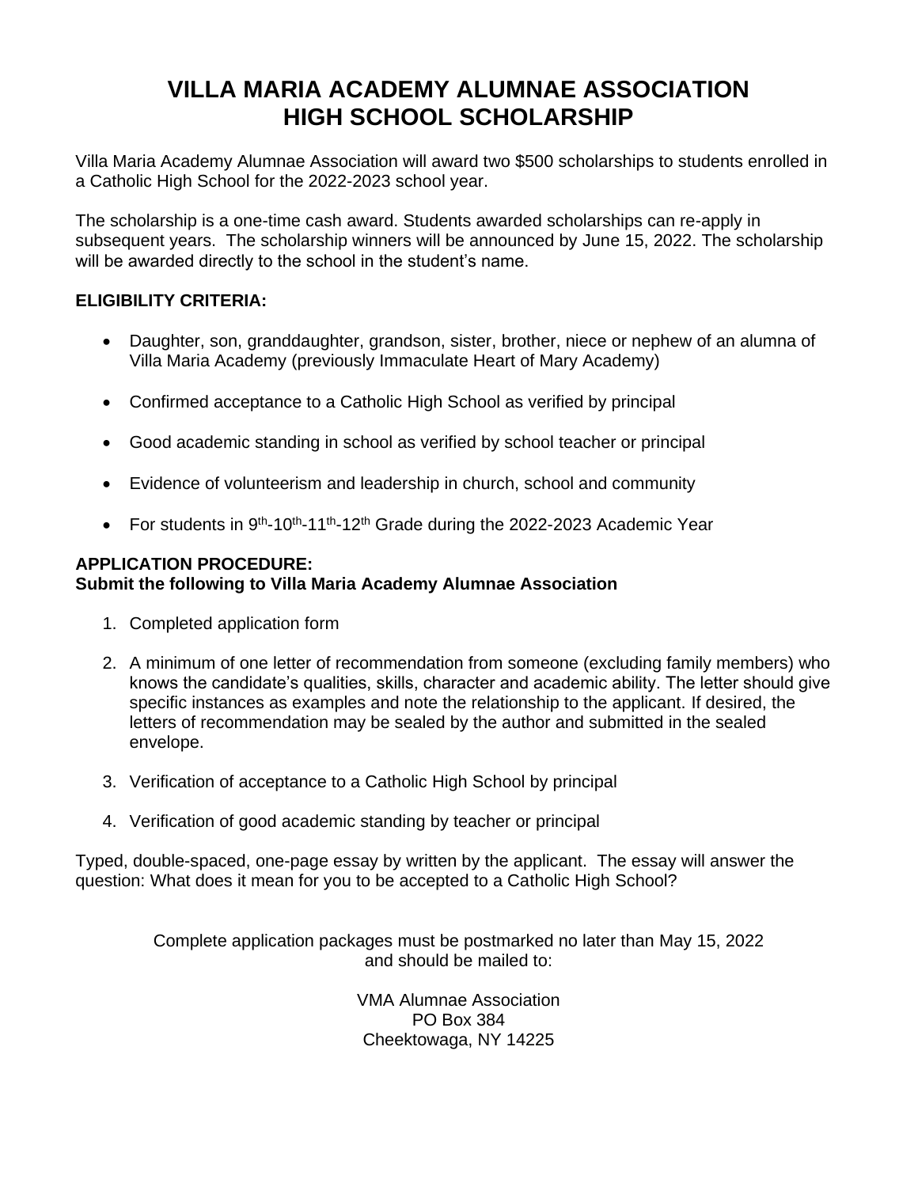# VILLA MARIA ACADEMY ALUMNAE ASSOCIATION
# HIGH SCHOOL SCHOLARSHIP

Villa Maria Academy Alumnae Association will award two $500 scholarships to students enrolled in a Catholic High School for the 2022-2023 school year.

The scholarship is a one-time cash award. Students awarded scholarships can re-apply in subsequent years. The scholarship winners will be announced by June 15, 2022. The scholarship will be awarded directly to the school in the student's name.

**ELIGIBILITY CRITERIA:**

- Daughter, son, granddaughter, grandson, sister, brother, niece or nephew of an alumna of Villa Maria Academy (previously Immaculate Heart of Mary Academy)
- Confirmed acceptance to a Catholic High School as verified by principal
- Good academic standing in school as verified by school teacher or principal
- Evidence of volunteerism and leadership in church, school and community
- For students in 9th-10th-11th-12th Grade during the 2022-2023 Academic Year

**APPLICATION PROCEDURE:**
**Submit the following to Villa Maria Academy Alumnae Association**

1. Completed application form
2. A minimum of one letter of recommendation from someone (excluding family members) who knows the candidate's qualities, skills, character and academic ability. The letter should give specific instances as examples and note the relationship to the applicant. If desired, the letters of recommendation may be sealed by the author and submitted in the sealed envelope.
3. Verification of acceptance to a Catholic High School by principal
4. Verification of good academic standing by teacher or principal

Typed, double-spaced, one-page essay by written by the applicant. The essay will answer the question: What does it mean for you to be accepted to a Catholic High School?

Complete application packages must be postmarked no later than May 15, 2022
and should be mailed to:

VMA Alumnae Association
PO Box 384
Cheektowaga, NY 14225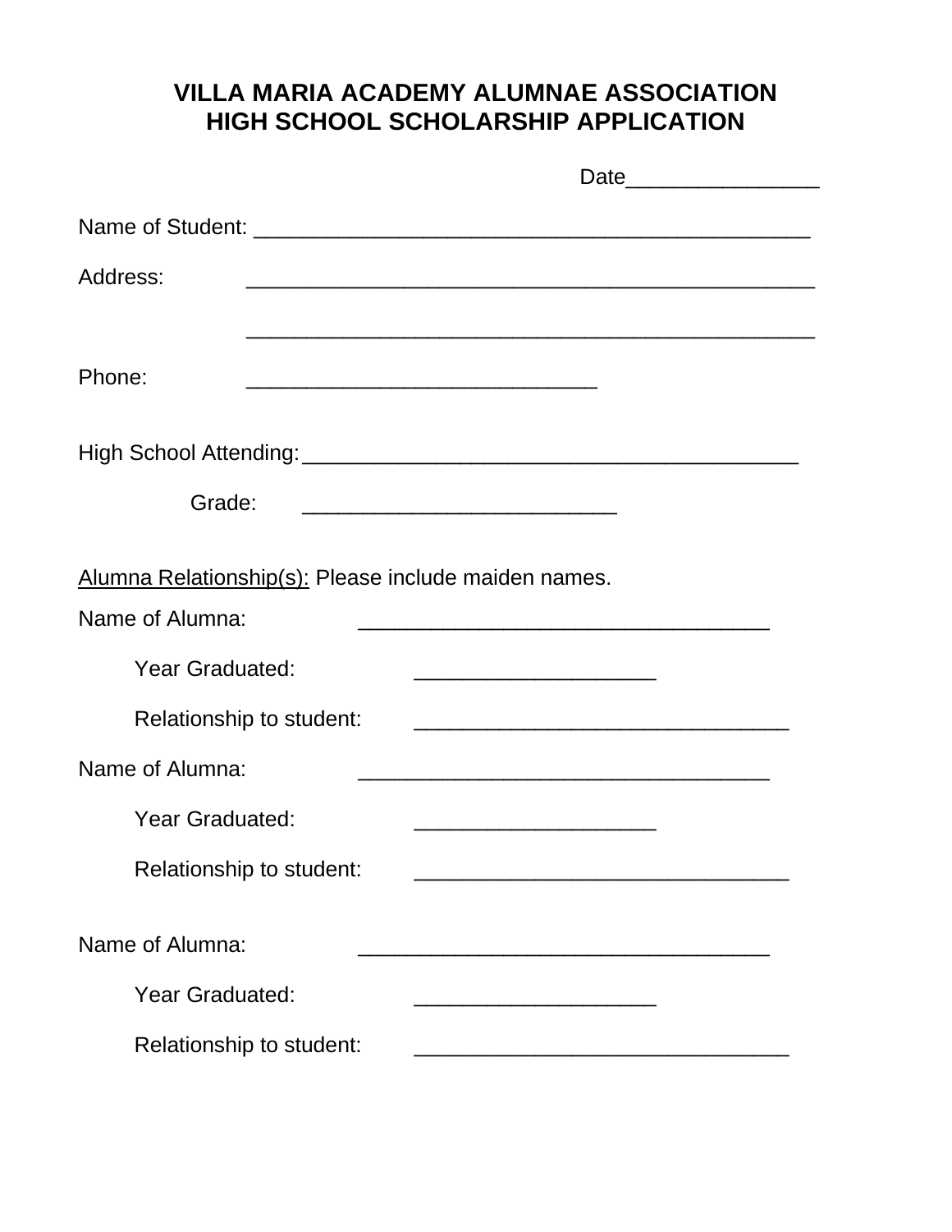# VILLA MARIA ACADEMY ALUMNAE ASSOCIATION
# HIGH SCHOOL SCHOLARSHIP APPLICATION

Date_______________

Name of Student: ____________________________________________

Address: ____________________________________________

____________________________________________

Phone: ____________________________

High School Attending: ________________________________________

Grade: _________________________

<u>Alumna Relationship(s):</u> Please include maiden names.

Name of Alumna: _________________________________

Year Graduated: ___________________

Relationship to student: ______________________________

Name of Alumna: _________________________________

Year Graduated: ___________________

Relationship to student: ______________________________

Name of Alumna: _________________________________

Year Graduated: ___________________

Relationship to student: ______________________________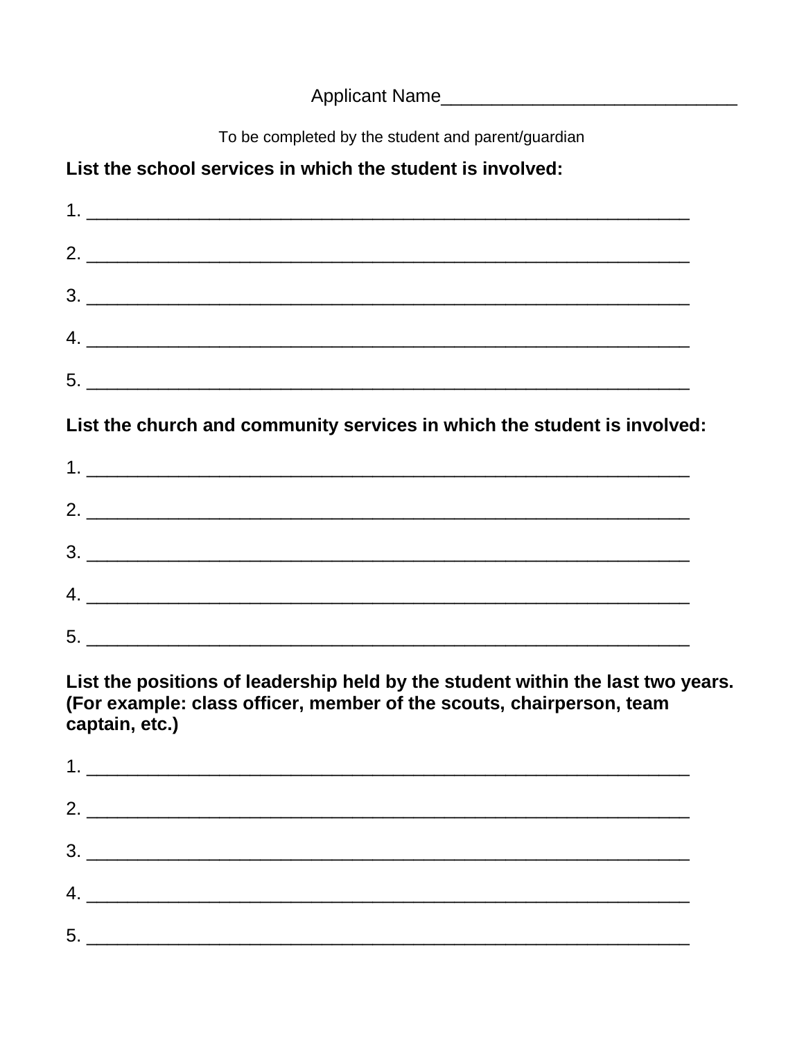Applicant Name_____________________________

To be completed by the student and parent/guardian

**List the school services in which the student is involved:**

1. ___________________________________________________________
2. ___________________________________________________________
3. ___________________________________________________________
4. ___________________________________________________________
5. ___________________________________________________________

**List the church and community services in which the student is involved:**

1. ___________________________________________________________
2. ___________________________________________________________
3. ___________________________________________________________
4. ___________________________________________________________
5. ___________________________________________________________

**List the positions of leadership held by the student within the last two years. (For example: class officer, member of the scouts, chairperson, team captain, etc.)**

1. ___________________________________________________________
2. ___________________________________________________________
3. ___________________________________________________________
4. ___________________________________________________________
5. ___________________________________________________________